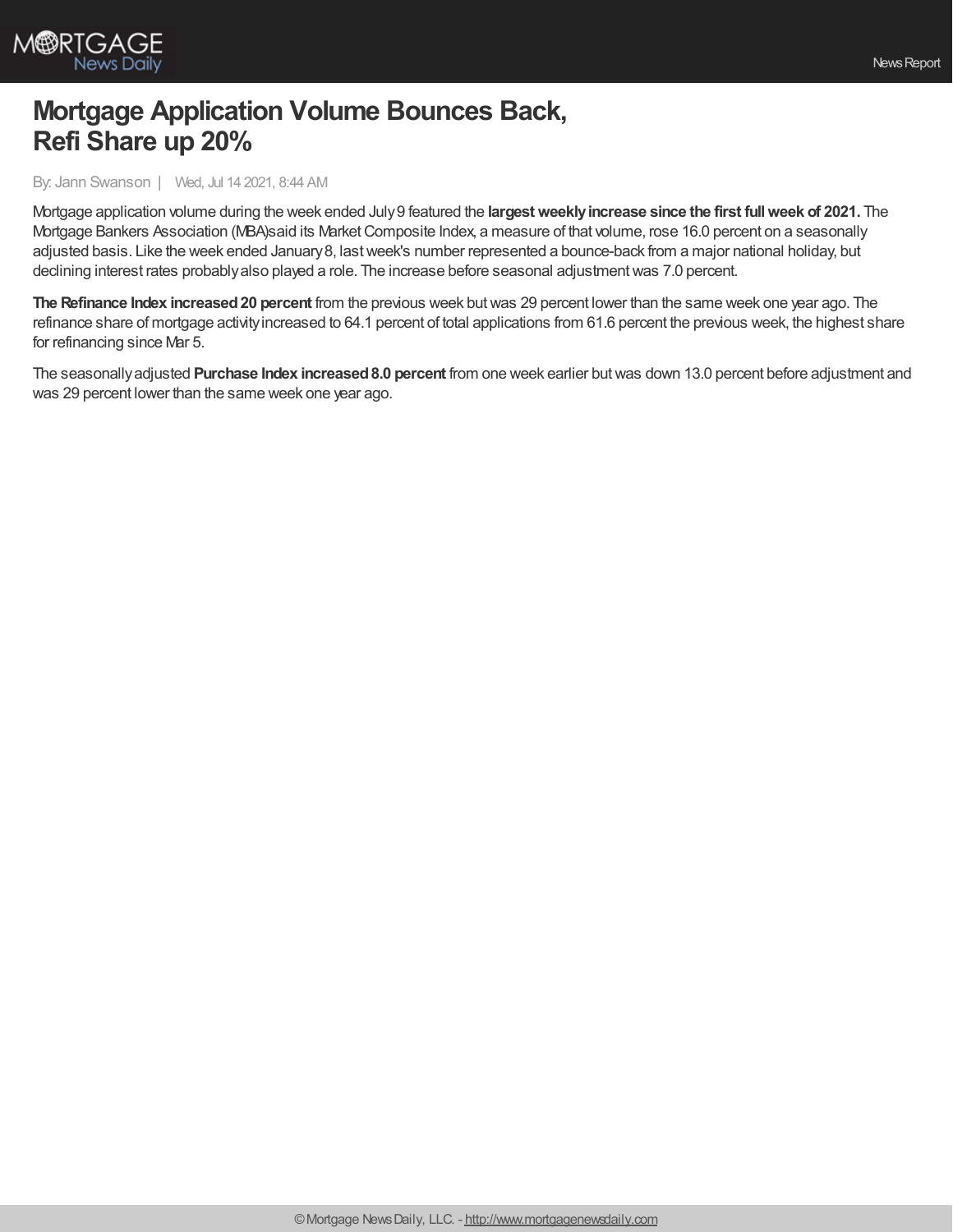# Mortgage Application Volume Bounces Back, Refi Share up 20%

By: Jann Swanson | Wed, Jul 14 2021, 8:44 AM

Mortgage application volume during the week ended July 9 featured the **largest weekly increase since the first full week of 2021.** The Mortgage Bankers Association (MBA)said its Market Composite Index, a measure of that volume, rose 16.0 percent on a seasonally adjusted basis. Like the week ended January 8, last week's number represented a bounce-back from a major national holiday, but declining interest rates probably also played a role. The increase before seasonal adjustment was 7.0 percent.

**The Refinance Index increased 20 percent** from the previous week but was 29 percent lower than the same week one year ago. The refinance share of mortgage activity increased to 64.1 percent of total applications from 61.6 percent the previous week, the highest share for refinancing since Mar 5.

The seasonally adjusted **Purchase Index increased 8.0 percent** from one week earlier but was down 13.0 percent before adjustment and was 29 percent lower than the same week one year ago.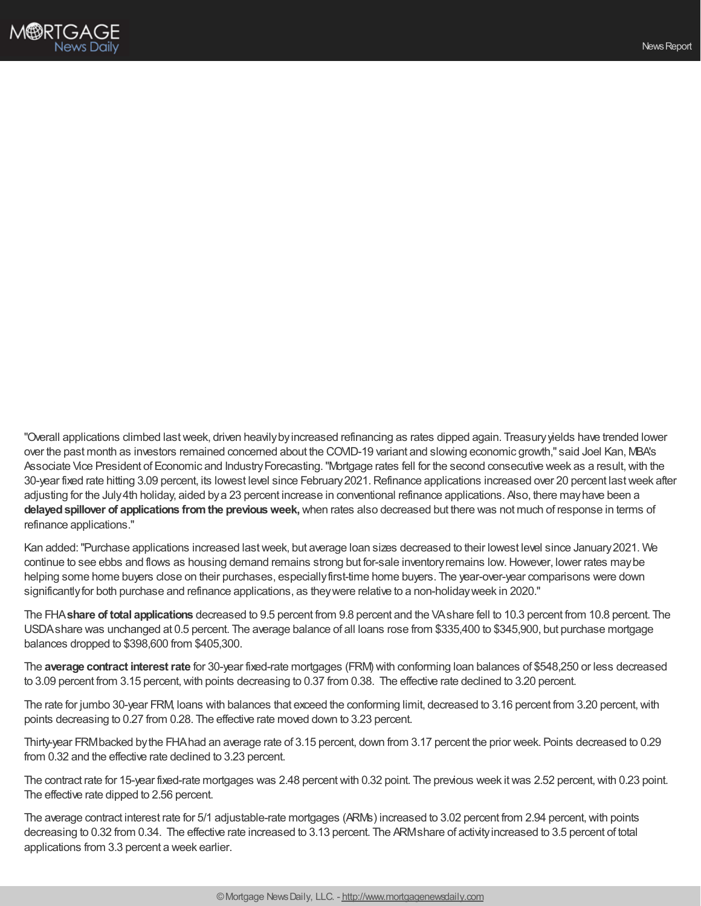"Overall applications climbed last week, driven heavily by increased refinancing as rates dipped again. Treasury yields have trended lower over the past month as investors remained concerned about the COVID-19 variant and slowing economic growth," said Joel Kan, MBA's Associate Vice President of Economic and Industry Forecasting. "Mortgage rates fell for the second consecutive week as a result, with the 30-year fixed rate hitting 3.09 percent, its lowest level since February 2021. Refinance applications increased over 20 percent last week after adjusting for the July 4th holiday, aided by a 23 percent increase in conventional refinance applications. Also, there may have been a **delayed spillover of applications from the previous week,** when rates also decreased but there was not much of response in terms of refinance applications."

Kan added: "Purchase applications increased last week, but average loan sizes decreased to their lowest level since January 2021. We continue to see ebbs and flows as housing demand remains strong but for-sale inventory remains low. However, lower rates may be helping some home buyers close on their purchases, especially first-time home buyers. The year-over-year comparisons were down significantly for both purchase and refinance applications, as they were relative to a non-holiday week in 2020."

The FHA **share of total applications** decreased to 9.5 percent from 9.8 percent and the VA share fell to 10.3 percent from 10.8 percent. The USDA share was unchanged at 0.5 percent. The average balance of all loans rose from $335,400 to $345,900, but purchase mortgage balances dropped to $398,600 from $405,300.

The **average contract interest rate** for 30-year fixed-rate mortgages (FRM) with conforming loan balances of $548,250 or less decreased to 3.09 percent from 3.15 percent, with points decreasing to 0.37 from 0.38. The effective rate declined to 3.20 percent.

The rate for jumbo 30-year FRM, loans with balances that exceed the conforming limit, decreased to 3.16 percent from 3.20 percent, with points decreasing to 0.27 from 0.28. The effective rate moved down to 3.23 percent.

Thirty-year FRM backed by the FHA had an average rate of 3.15 percent, down from 3.17 percent the prior week. Points decreased to 0.29 from 0.32 and the effective rate declined to 3.23 percent.

The contract rate for 15-year fixed-rate mortgages was 2.48 percent with 0.32 point. The previous week it was 2.52 percent, with 0.23 point. The effective rate dipped to 2.56 percent.

The average contract interest rate for 5/1 adjustable-rate mortgages (ARMs) increased to 3.02 percent from 2.94 percent, with points decreasing to 0.32 from 0.34. The effective rate increased to 3.13 percent. The ARM share of activity increased to 3.5 percent of total applications from 3.3 percent a week earlier.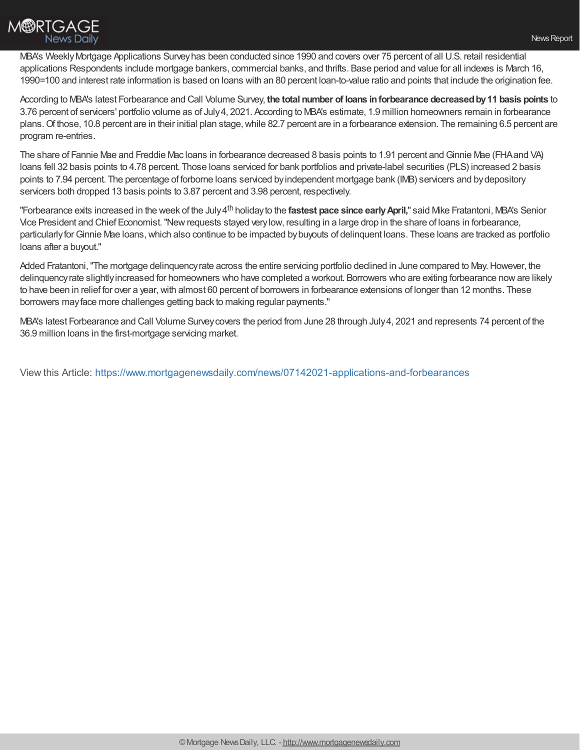MBA's Weekly Mortgage Applications Survey has been conducted since 1990 and covers over 75 percent of all U.S. retail residential applications Respondents include mortgage bankers, commercial banks, and thrifts. Base period and value for all indexes is March 16, 1990=100 and interest rate information is based on loans with an 80 percent loan-to-value ratio and points that include the origination fee.

According to MBA's latest Forbearance and Call Volume Survey, **the total number of loans in forbearance decreased by 11 basis points** to 3.76 percent of servicers' portfolio volume as of July 4, 2021. According to MBA's estimate, 1.9 million homeowners remain in forbearance plans. Of those, 10.8 percent are in their initial plan stage, while 82.7 percent are in a forbearance extension. The remaining 6.5 percent are program re-entries.

The share of Fannie Mae and Freddie Mac loans in forbearance decreased 8 basis points to 1.91 percent and Ginnie Mae (FHA and VA) loans fell 32 basis points to 4.78 percent. Those loans serviced for bank portfolios and private-label securities (PLS) increased 2 basis points to 7.94 percent. The percentage of forborne loans serviced by independent mortgage bank (IMB) servicers and by depository servicers both dropped 13 basis points to 3.87 percent and 3.98 percent, respectively.

"Forbearance exits increased in the week of the July 4th holiday to the **fastest pace since early April,**" said Mike Fratantoni, MBA's Senior Vice President and Chief Economist. "New requests stayed very low, resulting in a large drop in the share of loans in forbearance, particularly for Ginnie Mae loans, which also continue to be impacted by buyouts of delinquent loans. These loans are tracked as portfolio loans after a buyout."

Added Fratantoni, "The mortgage delinquency rate across the entire servicing portfolio declined in June compared to May. However, the delinquency rate slightly increased for homeowners who have completed a workout. Borrowers who are exiting forbearance now are likely to have been in relief for over a year, with almost 60 percent of borrowers in forbearance extensions of longer than 12 months. These borrowers may face more challenges getting back to making regular payments."

MBA's latest Forbearance and Call Volume Survey covers the period from June 28 through July 4, 2021 and represents 74 percent of the 36.9 million loans in the first-mortgage servicing market.

View this Article: https://www.mortgagenewsdaily.com/news/07142021-applications-and-forbearances